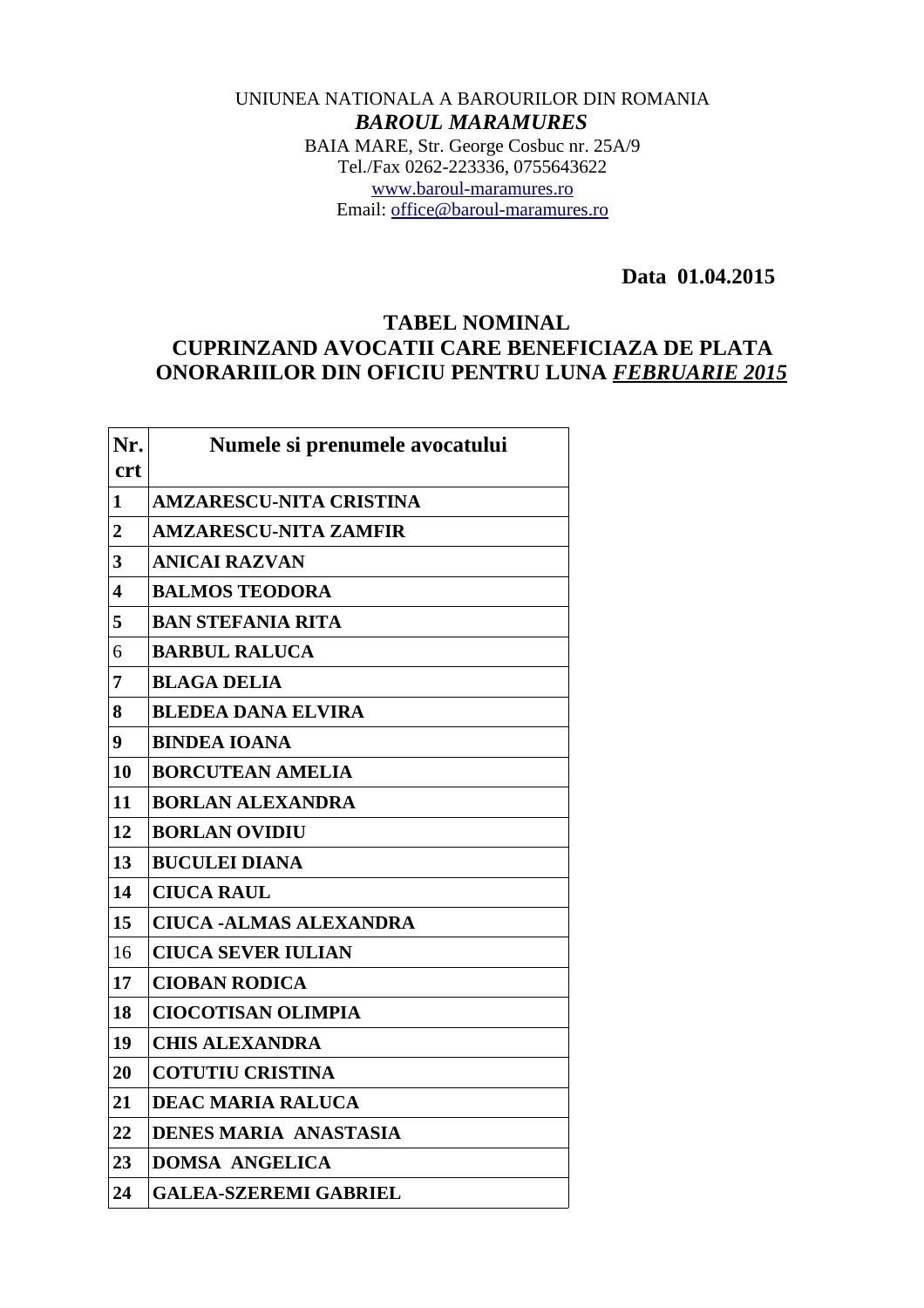UNIUNEA NATIONALA A BAROURILOR DIN ROMANIA

***BAROUL MARAMURES***

BAIA MARE, Str. George Cosbuc nr. 25A/9
Tel./Fax 0262-223336, 0755643622
www.baroul-maramures.ro
Email: office@baroul-maramures.ro

**Data 01.04.2015**

## TABEL NOMINAL
## CUPRINZAND AVOCATII CARE BENEFICIAZA DE PLATA ONORARIILOR DIN OFICIU PENTRU LUNA ***FEBRUARIE 2015***

| Nr. crt | Numele si prenumele avocatului |
|---|---|
| **1** | **AMZARESCU-NITA CRISTINA** |
| **2** | **AMZARESCU-NITA ZAMFIR** |
| **3** | **ANICAI RAZVAN** |
| **4** | **BALMOS TEODORA** |
| **5** | **BAN STEFANIA RITA** |
| 6 | **BARBUL RALUCA** |
| **7** | **BLAGA DELIA** |
| **8** | **BLEDEA DANA ELVIRA** |
| **9** | **BINDEA IOANA** |
| **10** | **BORCUTEAN AMELIA** |
| **11** | **BORLAN ALEXANDRA** |
| **12** | **BORLAN OVIDIU** |
| **13** | **BUCULEI DIANA** |
| **14** | **CIUCA RAUL** |
| **15** | **CIUCA -ALMAS ALEXANDRA** |
| 16 | **CIUCA SEVER IULIAN** |
| **17** | **CIOBAN RODICA** |
| **18** | **CIOCOTISAN OLIMPIA** |
| **19** | **CHIS ALEXANDRA** |
| **20** | **COTUTIU CRISTINA** |
| **21** | **DEAC MARIA RALUCA** |
| **22** | **DENES MARIA ANASTASIA** |
| **23** | **DOMSA ANGELICA** |
| **24** | **GALEA-SZEREMI GABRIEL** |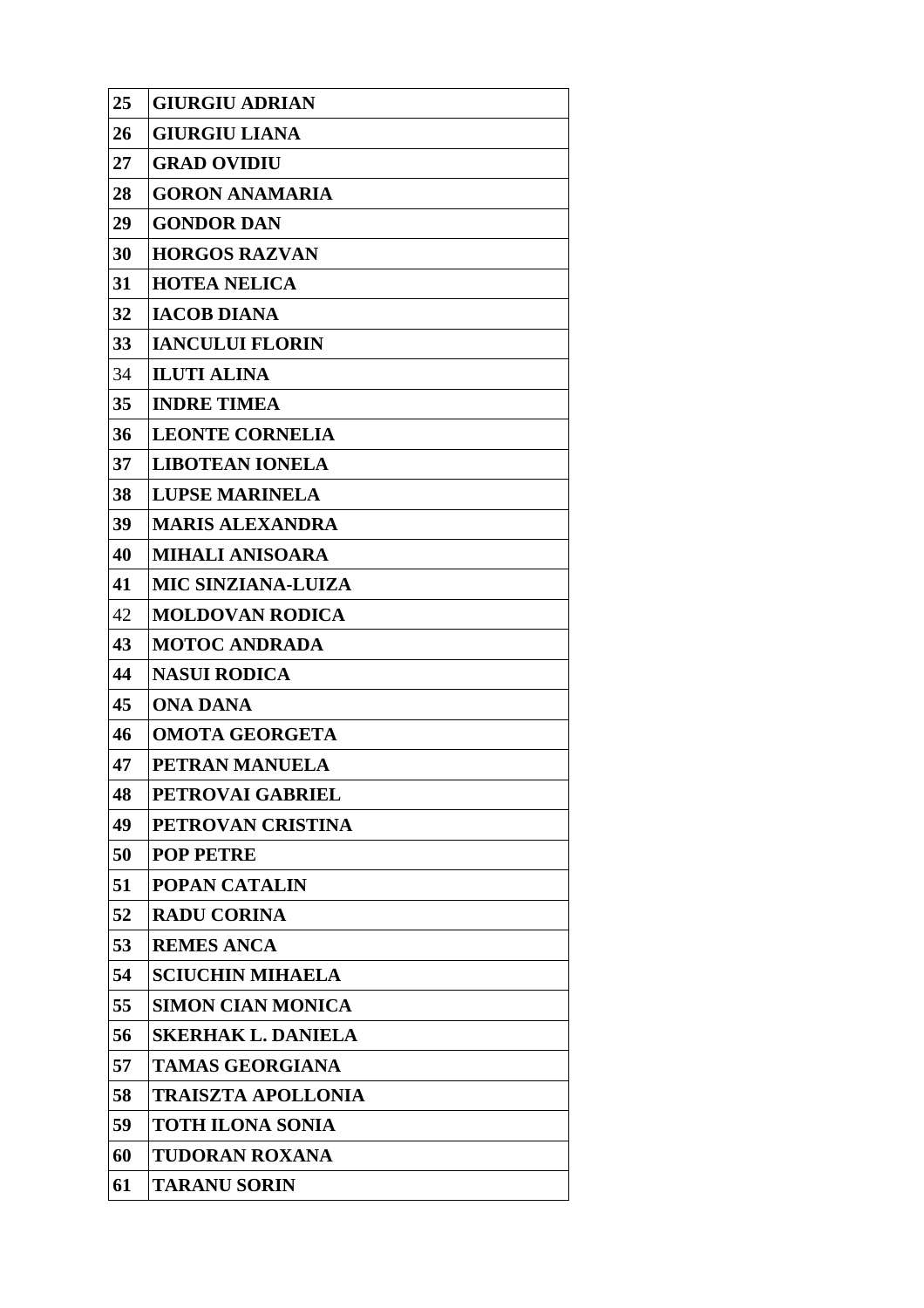| 25 | **GIURGIU ADRIAN** |
|---|---|
| 26 | **GIURGIU LIANA** |
| 27 | **GRAD OVIDIU** |
| 28 | **GORON ANAMARIA** |
| 29 | **GONDOR DAN** |
| 30 | **HORGOS RAZVAN** |
| 31 | **HOTEA NELICA** |
| 32 | **IACOB DIANA** |
| 33 | **IANCULUI FLORIN** |
| 34 | **ILUTI ALINA** |
| 35 | **INDRE TIMEA** |
| 36 | **LEONTE CORNELIA** |
| 37 | **LIBOTEAN IONELA** |
| 38 | **LUPSE MARINELA** |
| 39 | **MARIS ALEXANDRA** |
| 40 | **MIHALI ANISOARA** |
| 41 | **MIC SINZIANA-LUIZA** |
| 42 | **MOLDOVAN RODICA** |
| 43 | **MOTOC ANDRADA** |
| 44 | **NASUI RODICA** |
| 45 | **ONA DANA** |
| 46 | **OMOTA GEORGETA** |
| 47 | **PETRAN MANUELA** |
| 48 | **PETROVAI GABRIEL** |
| 49 | **PETROVAN CRISTINA** |
| 50 | **POP PETRE** |
| 51 | **POPAN CATALIN** |
| 52 | **RADU CORINA** |
| 53 | **REMES ANCA** |
| 54 | **SCIUCHIN MIHAELA** |
| 55 | **SIMON CIAN MONICA** |
| 56 | **SKERHAK L. DANIELA** |
| 57 | **TAMAS GEORGIANA** |
| 58 | **TRAISZTA APOLLONIA** |
| 59 | **TOTH ILONA SONIA** |
| 60 | **TUDORAN ROXANA** |
| 61 | **TARANU SORIN** |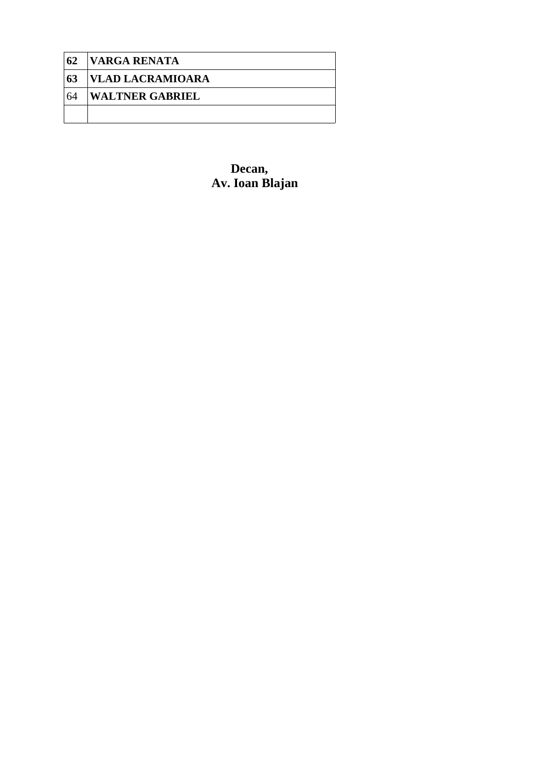| | |
|---|---|
| **62** | **VARGA RENATA** |
| **63** | **VLAD LACRAMIOARA** |
| 64 | **WALTNER GABRIEL** |
| | |

**Decan,**
**Av. Ioan Blajan**